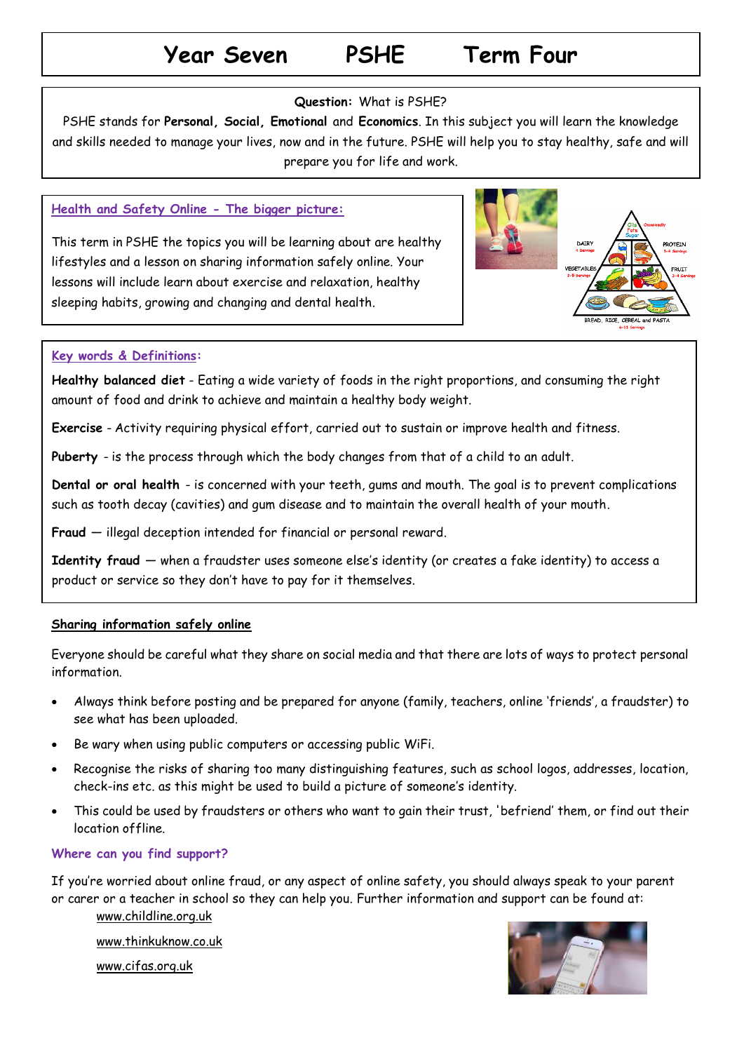# Year Seven PSHE Term Four

**Question:** What is PSHE?

PSHE stands for **Personal, Social, Emotional** and **Economics**. In this subject you will learn the knowledge and skills needed to manage your lives, now and in the future. PSHE will help you to stay healthy, safe and will prepare you for life and work.

## Health and Safety Online - The bigger picture:

This term in PSHE the topics you will be learning about are healthy lifestyles and a lesson on sharing information safely online. Your lessons will include learn about exercise and relaxation, healthy sleeping habits, growing and changing and dental health.

## Key words & Definitions:

**Healthy balanced diet** - Eating a wide variety of foods in the right proportions, and consuming the right amount of food and drink to achieve and maintain a healthy body weight.

**Exercise** - Activity requiring physical effort, carried out to sustain or improve health and fitness.

**Puberty** - is the process through which the body changes from that of a child to an adult.

**Dental or oral health** - is concerned with your teeth, gums and mouth. The goal is to prevent complications such as tooth decay (cavities) and gum disease and to maintain the overall health of your mouth.

**Fraud** — illegal deception intended for financial or personal reward.

**Identity fraud** — when a fraudster uses someone else's identity (or creates a fake identity) to access a product or service so they don't have to pay for it themselves.

## Sharing information safely online

Everyone should be careful what they share on social media and that there are lots of ways to protect personal information.

- Always think before posting and be prepared for anyone (family, teachers, online 'friends', a fraudster) to see what has been uploaded.
- Be wary when using public computers or accessing public WiFi.
- Recognise the risks of sharing too many distinguishing features, such as school logos, addresses, location, check-ins etc. as this might be used to build a picture of someone's identity.
- This could be used by fraudsters or others who want to gain their trust, 'befriend' them, or find out their location offline.

### Where can you find support?

If you're worried about online fraud, or any aspect of online safety, you should always speak to your parent or carer or a teacher in school so they can help you. Further information and support can be found at:

www.childline.org.uk

www.thinkuknow.co.uk

www.cifas.org.uk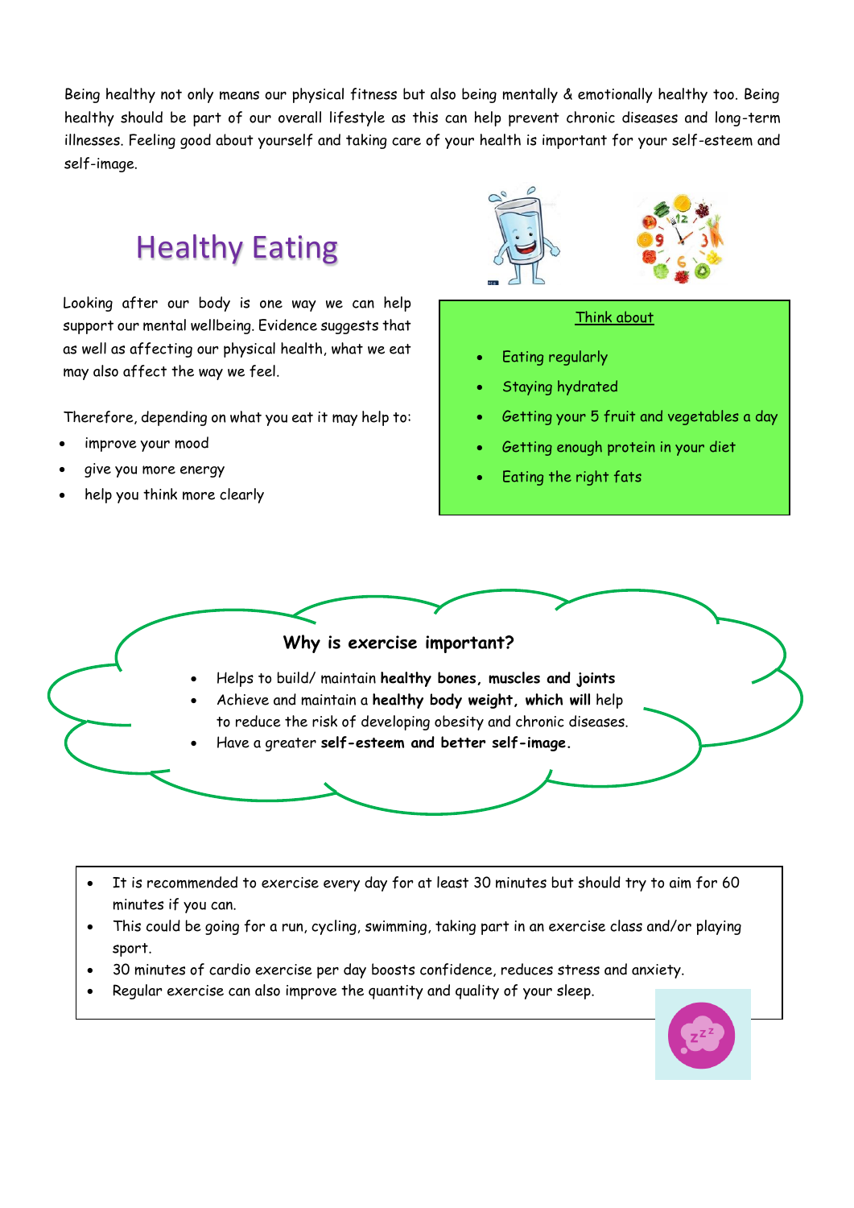Being healthy not only means our physical fitness but also being mentally & emotionally healthy too. Being healthy should be part of our overall lifestyle as this can help prevent chronic diseases and long-term illnesses. Feeling good about yourself and taking care of your health is important for your self-esteem and self-image.

## Healthy Eating

Looking after our body is one way we can help support our mental wellbeing. Evidence suggests that as well as affecting our physical health, what we eat may also affect the way we feel.

Therefore, depending on what you eat it may help to:

- improve your mood
- give you more energy
- help you think more clearly

Think about

- Eating regularly
- Staying hydrated
- Getting your 5 fruit and vegetables a day
- Getting enough protein in your diet
- Eating the right fats

### Why is exercise important?

- Helps to build/ maintain **healthy bones, muscles and joints**
- Achieve and maintain a **healthy body weight, which will** help to reduce the risk of developing obesity and chronic diseases.
- Have a greater **self-esteem and better self-image.**

- It is recommended to exercise every day for at least 30 minutes but should try to aim for 60 minutes if you can.
- This could be going for a run, cycling, swimming, taking part in an exercise class and/or playing sport.
- 30 minutes of cardio exercise per day boosts confidence, reduces stress and anxiety.
- Regular exercise can also improve the quantity and quality of your sleep.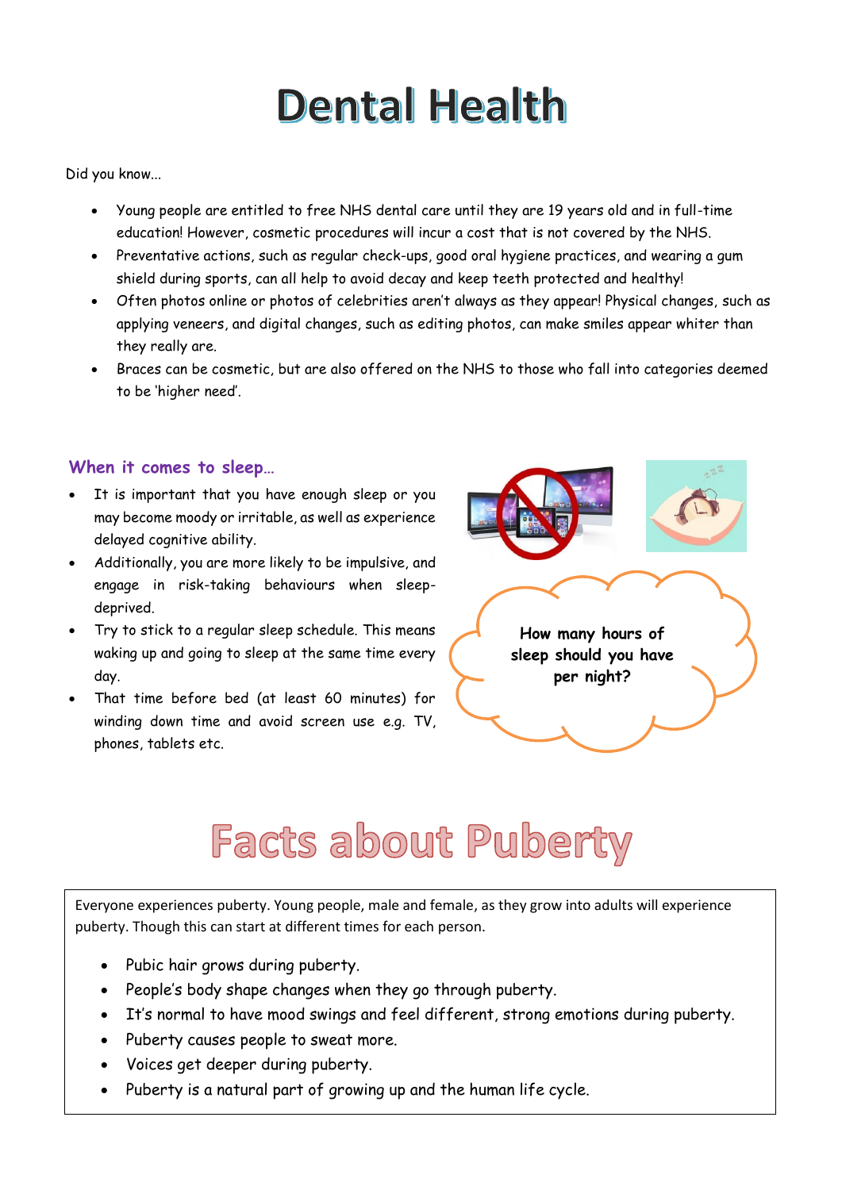# Dental Health

Did you know...

- Young people are entitled to free NHS dental care until they are 19 years old and in full-time education! However, cosmetic procedures will incur a cost that is not covered by the NHS.
- Preventative actions, such as regular check-ups, good oral hygiene practices, and wearing a gum shield during sports, can all help to avoid decay and keep teeth protected and healthy!
- Often photos online or photos of celebrities aren't always as they appear! Physical changes, such as applying veneers, and digital changes, such as editing photos, can make smiles appear whiter than they really are.
- Braces can be cosmetic, but are also offered on the NHS to those who fall into categories deemed to be 'higher need'.

## When it comes to sleep…

- It is important that you have enough sleep or you may become moody or irritable, as well as experience delayed cognitive ability.
- Additionally, you are more likely to be impulsive, and engage in risk-taking behaviours when sleep-deprived.
- Try to stick to a regular sleep schedule. This means waking up and going to sleep at the same time every day.
- That time before bed (at least 60 minutes) for winding down time and avoid screen use e.g. TV, phones, tablets etc.

**How many hours of sleep should you have per night?**

# Facts about Puberty

Everyone experiences puberty. Young people, male and female, as they grow into adults will experience puberty. Though this can start at different times for each person.

- Pubic hair grows during puberty.
- People's body shape changes when they go through puberty.
- It's normal to have mood swings and feel different, strong emotions during puberty.
- Puberty causes people to sweat more.
- Voices get deeper during puberty.
- Puberty is a natural part of growing up and the human life cycle.